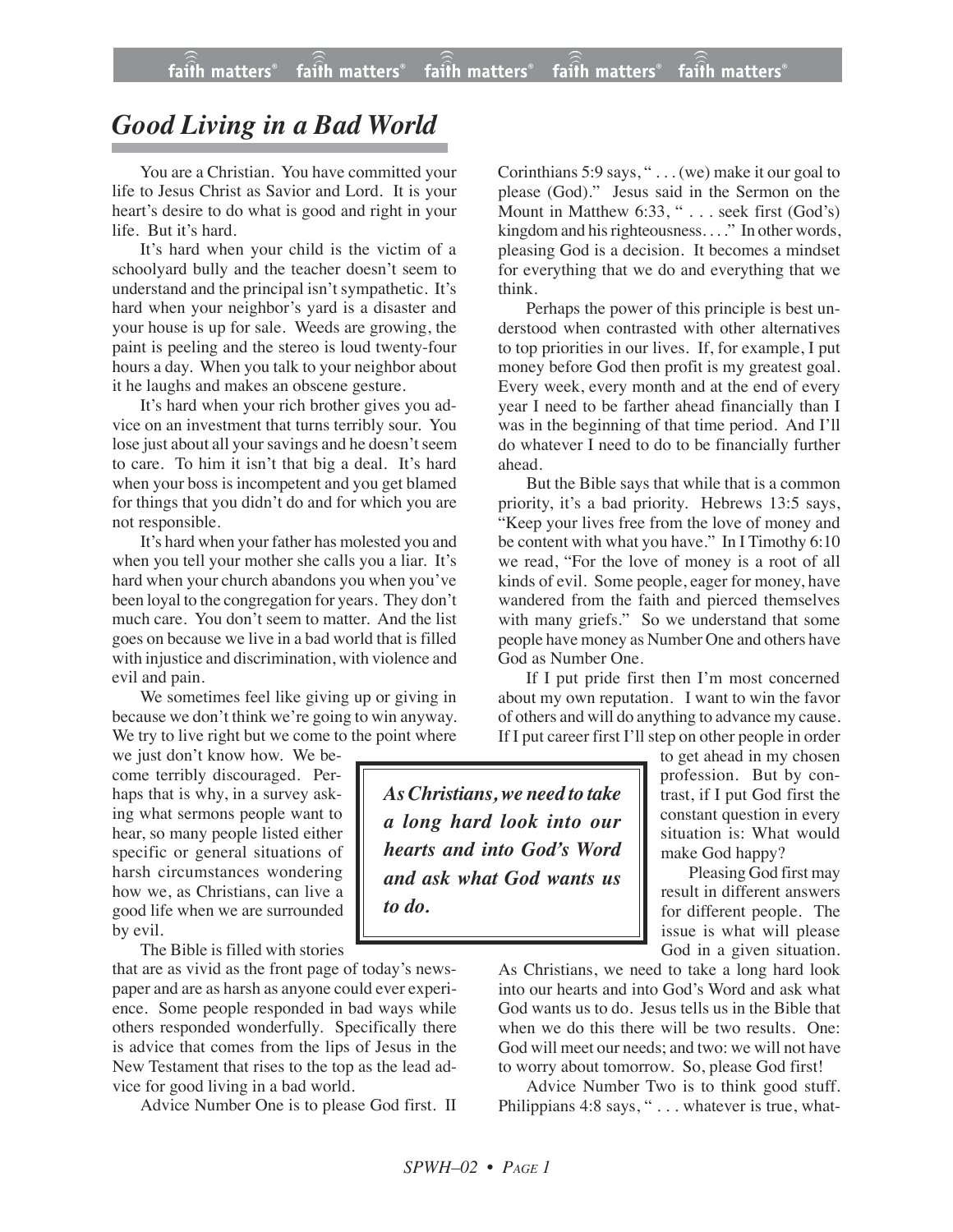# Good Living in a Bad World

You are a Christian. You have committed your life to Jesus Christ as Savior and Lord. It is your heart's desire to do what is good and right in your life. But it's hard.

It's hard when your child is the victim of a schoolyard bully and the teacher doesn't seem to understand and the principal isn't sympathetic. It's hard when your neighbor's yard is a disaster and your house is up for sale. Weeds are growing, the paint is peeling and the stereo is loud twenty-four hours a day. When you talk to your neighbor about it he laughs and makes an obscene gesture.

It's hard when your rich brother gives you advice on an investment that turns terribly sour. You lose just about all your savings and he doesn't seem to care. To him it isn't that big a deal. It's hard when your boss is incompetent and you get blamed for things that you didn't do and for which you are not responsible.

It's hard when your father has molested you and when you tell your mother she calls you a liar. It's hard when your church abandons you when you've been loyal to the congregation for years. They don't much care. You don't seem to matter. And the list goes on because we live in a bad world that is filled with injustice and discrimination, with violence and evil and pain.

We sometimes feel like giving up or giving in because we don't think we're going to win anyway. We try to live right but we come to the point where we just don't know how. We become terribly discouraged. Perhaps that is why, in a survey asking what sermons people want to hear, so many people listed either specific or general situations of harsh circumstances wondering how we, as Christians, can live a good life when we are surrounded by evil.

The Bible is filled with stories that are as vivid as the front page of today's newspaper and are as harsh as anyone could ever experience. Some people responded in bad ways while others responded wonderfully. Specifically there is advice that comes from the lips of Jesus in the New Testament that rises to the top as the lead advice for good living in a bad world.

Advice Number One is to please God first. II Corinthians 5:9 says, " . . . (we) make it our goal to please (God)." Jesus said in the Sermon on the Mount in Matthew 6:33, " . . . seek first (God's) kingdom and his righteousness. . . ." In other words, pleasing God is a decision. It becomes a mindset for everything that we do and everything that we think.

Perhaps the power of this principle is best understood when contrasted with other alternatives to top priorities in our lives. If, for example, I put money before God then profit is my greatest goal. Every week, every month and at the end of every year I need to be farther ahead financially than I was in the beginning of that time period. And I'll do whatever I need to do to be financially further ahead.

But the Bible says that while that is a common priority, it's a bad priority. Hebrews 13:5 says, "Keep your lives free from the love of money and be content with what you have." In I Timothy 6:10 we read, "For the love of money is a root of all kinds of evil. Some people, eager for money, have wandered from the faith and pierced themselves with many griefs." So we understand that some people have money as Number One and others have God as Number One.

If I put pride first then I'm most concerned about my own reputation. I want to win the favor of others and will do anything to advance my cause. If I put career first I'll step on other people in order to get ahead in my chosen profession. But by contrast, if I put God first the constant question in every situation is: What would make God happy?

> ***As Christians, we need to take a long hard look into our hearts and into God's Word and ask what God wants us to do.***

Pleasing God first may result in different answers for different people. The issue is what will please God in a given situation. As Christians, we need to take a long hard look into our hearts and into God's Word and ask what God wants us to do. Jesus tells us in the Bible that when we do this there will be two results. One: God will meet our needs; and two: we will not have to worry about tomorrow. So, please God first!

Advice Number Two is to think good stuff. Philippians 4:8 says, " . . . whatever is true, what-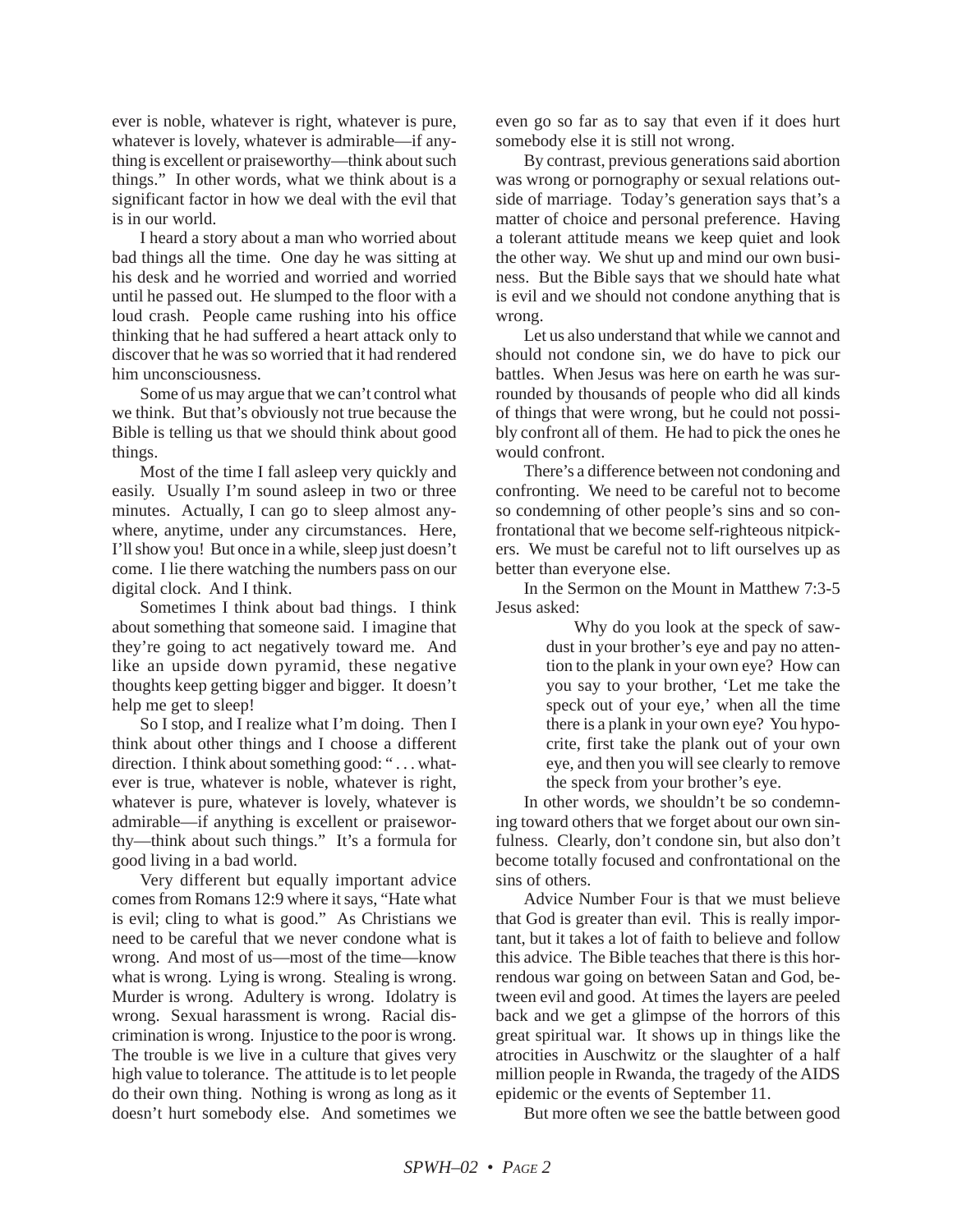ever is noble, whatever is right, whatever is pure, whatever is lovely, whatever is admirable—if anything is excellent or praiseworthy—think about such things." In other words, what we think about is a significant factor in how we deal with the evil that is in our world.

I heard a story about a man who worried about bad things all the time. One day he was sitting at his desk and he worried and worried and worried until he passed out. He slumped to the floor with a loud crash. People came rushing into his office thinking that he had suffered a heart attack only to discover that he was so worried that it had rendered him unconsciousness.

Some of us may argue that we can't control what we think. But that's obviously not true because the Bible is telling us that we should think about good things.

Most of the time I fall asleep very quickly and easily. Usually I'm sound asleep in two or three minutes. Actually, I can go to sleep almost anywhere, anytime, under any circumstances. Here, I'll show you! But once in a while, sleep just doesn't come. I lie there watching the numbers pass on our digital clock. And I think.

Sometimes I think about bad things. I think about something that someone said. I imagine that they're going to act negatively toward me. And like an upside down pyramid, these negative thoughts keep getting bigger and bigger. It doesn't help me get to sleep!

So I stop, and I realize what I'm doing. Then I think about other things and I choose a different direction. I think about something good: " . . . whatever is true, whatever is noble, whatever is right, whatever is pure, whatever is lovely, whatever is admirable—if anything is excellent or praiseworthy—think about such things." It's a formula for good living in a bad world.

Very different but equally important advice comes from Romans 12:9 where it says, "Hate what is evil; cling to what is good." As Christians we need to be careful that we never condone what is wrong. And most of us—most of the time—know what is wrong. Lying is wrong. Stealing is wrong. Murder is wrong. Adultery is wrong. Idolatry is wrong. Sexual harassment is wrong. Racial discrimination is wrong. Injustice to the poor is wrong. The trouble is we live in a culture that gives very high value to tolerance. The attitude is to let people do their own thing. Nothing is wrong as long as it doesn't hurt somebody else. And sometimes we even go so far as to say that even if it does hurt somebody else it is still not wrong.

By contrast, previous generations said abortion was wrong or pornography or sexual relations outside of marriage. Today's generation says that's a matter of choice and personal preference. Having a tolerant attitude means we keep quiet and look the other way. We shut up and mind our own business. But the Bible says that we should hate what is evil and we should not condone anything that is wrong.

Let us also understand that while we cannot and should not condone sin, we do have to pick our battles. When Jesus was here on earth he was surrounded by thousands of people who did all kinds of things that were wrong, but he could not possibly confront all of them. He had to pick the ones he would confront.

There's a difference between not condoning and confronting. We need to be careful not to become so condemning of other people's sins and so confrontational that we become self-righteous nitpickers. We must be careful not to lift ourselves up as better than everyone else.

In the Sermon on the Mount in Matthew 7:3-5 Jesus asked:

> Why do you look at the speck of sawdust in your brother's eye and pay no attention to the plank in your own eye? How can you say to your brother, 'Let me take the speck out of your eye,' when all the time there is a plank in your own eye? You hypocrite, first take the plank out of your own eye, and then you will see clearly to remove the speck from your brother's eye.

In other words, we shouldn't be so condemning toward others that we forget about our own sinfulness. Clearly, don't condone sin, but also don't become totally focused and confrontational on the sins of others.

Advice Number Four is that we must believe that God is greater than evil. This is really important, but it takes a lot of faith to believe and follow this advice. The Bible teaches that there is this horrendous war going on between Satan and God, between evil and good. At times the layers are peeled back and we get a glimpse of the horrors of this great spiritual war. It shows up in things like the atrocities in Auschwitz or the slaughter of a half million people in Rwanda, the tragedy of the AIDS epidemic or the events of September 11.

But more often we see the battle between good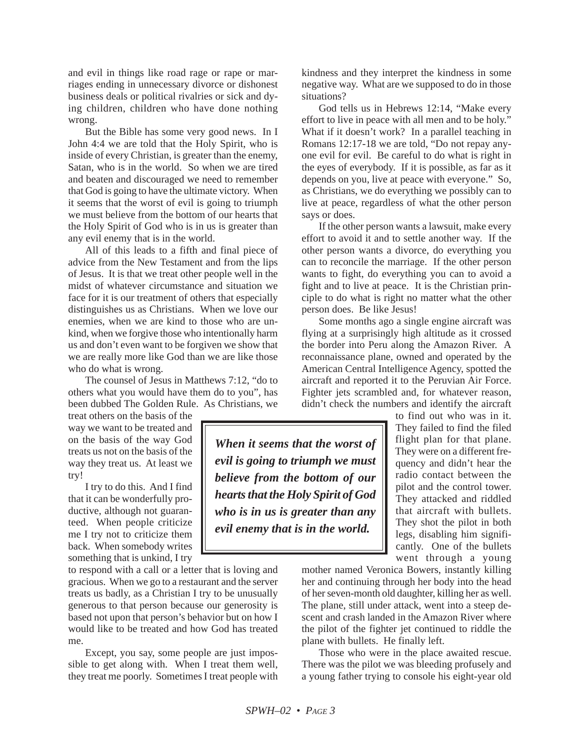and evil in things like road rage or rape or marriages ending in unnecessary divorce or dishonest business deals or political rivalries or sick and dying children, children who have done nothing wrong.

But the Bible has some very good news. In I John 4:4 we are told that the Holy Spirit, who is inside of every Christian, is greater than the enemy, Satan, who is in the world. So when we are tired and beaten and discouraged we need to remember that God is going to have the ultimate victory. When it seems that the worst of evil is going to triumph we must believe from the bottom of our hearts that the Holy Spirit of God who is in us is greater than any evil enemy that is in the world.

All of this leads to a fifth and final piece of advice from the New Testament and from the lips of Jesus. It is that we treat other people well in the midst of whatever circumstance and situation we face for it is our treatment of others that especially distinguishes us as Christians. When we love our enemies, when we are kind to those who are unkind, when we forgive those who intentionally harm us and don't even want to be forgiven we show that we are really more like God than we are like those who do what is wrong.

The counsel of Jesus in Matthews 7:12, "do to others what you would have them do to you", has been dubbed The Golden Rule. As Christians, we treat others on the basis of the way we want to be treated and on the basis of the way God treats us not on the basis of the way they treat us. At least we try!

> ***When it seems that the worst of evil is going to triumph we must believe from the bottom of our hearts that the Holy Spirit of God who is in us is greater than any evil enemy that is in the world.***

I try to do this. And I find that it can be wonderfully productive, although not guaranteed. When people criticize me I try not to criticize them back. When somebody writes something that is unkind, I try to respond with a call or a letter that is loving and gracious. When we go to a restaurant and the server treats us badly, as a Christian I try to be unusually generous to that person because our generosity is based not upon that person's behavior but on how I would like to be treated and how God has treated me.

Except, you say, some people are just impossible to get along with. When I treat them well, they treat me poorly. Sometimes I treat people with kindness and they interpret the kindness in some negative way. What are we supposed to do in those situations?

God tells us in Hebrews 12:14, "Make every effort to live in peace with all men and to be holy." What if it doesn't work? In a parallel teaching in Romans 12:17-18 we are told, "Do not repay anyone evil for evil. Be careful to do what is right in the eyes of everybody. If it is possible, as far as it depends on you, live at peace with everyone." So, as Christians, we do everything we possibly can to live at peace, regardless of what the other person says or does.

If the other person wants a lawsuit, make every effort to avoid it and to settle another way. If the other person wants a divorce, do everything you can to reconcile the marriage. If the other person wants to fight, do everything you can to avoid a fight and to live at peace. It is the Christian principle to do what is right no matter what the other person does. Be like Jesus!

Some months ago a single engine aircraft was flying at a surprisingly high altitude as it crossed the border into Peru along the Amazon River. A reconnaissance plane, owned and operated by the American Central Intelligence Agency, spotted the aircraft and reported it to the Peruvian Air Force. Fighter jets scrambled and, for whatever reason, didn't check the numbers and identify the aircraft to find out who was in it. They failed to find the filed flight plan for that plane. They were on a different frequency and didn't hear the radio contact between the pilot and the control tower. They attacked and riddled that aircraft with bullets. They shot the pilot in both legs, disabling him significantly. One of the bullets went through a young mother named Veronica Bowers, instantly killing her and continuing through her body into the head of her seven-month old daughter, killing her as well. The plane, still under attack, went into a steep descent and crash landed in the Amazon River where the pilot of the fighter jet continued to riddle the plane with bullets. He finally left.

Those who were in the place awaited rescue. There was the pilot we was bleeding profusely and a young father trying to console his eight-year old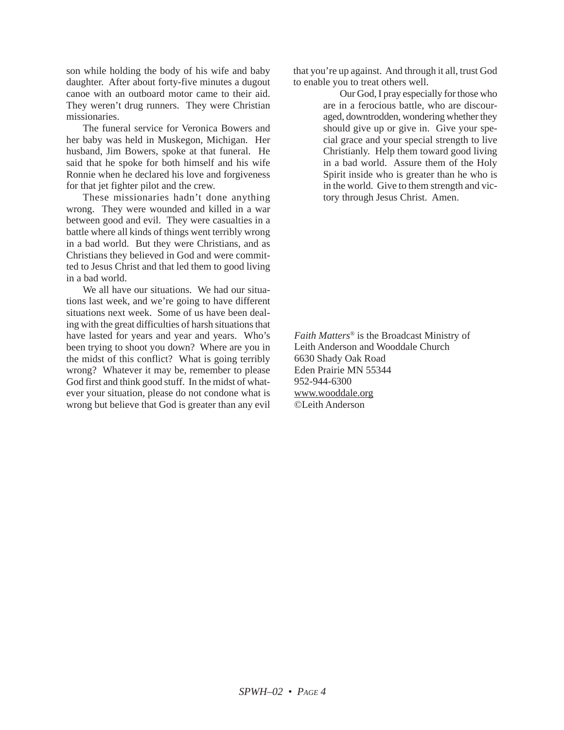son while holding the body of his wife and baby daughter. After about forty-five minutes a dugout canoe with an outboard motor came to their aid. They weren't drug runners. They were Christian missionaries.

The funeral service for Veronica Bowers and her baby was held in Muskegon, Michigan. Her husband, Jim Bowers, spoke at that funeral. He said that he spoke for both himself and his wife Ronnie when he declared his love and forgiveness for that jet fighter pilot and the crew.

These missionaries hadn't done anything wrong. They were wounded and killed in a war between good and evil. They were casualties in a battle where all kinds of things went terribly wrong in a bad world. But they were Christians, and as Christians they believed in God and were committed to Jesus Christ and that led them to good living in a bad world.

We all have our situations. We had our situations last week, and we're going to have different situations next week. Some of us have been dealing with the great difficulties of harsh situations that have lasted for years and year and years. Who's been trying to shoot you down? Where are you in the midst of this conflict? What is going terribly wrong? Whatever it may be, remember to please God first and think good stuff. In the midst of whatever your situation, please do not condone what is wrong but believe that God is greater than any evil that you're up against. And through it all, trust God to enable you to treat others well.

> Our God, I pray especially for those who are in a ferocious battle, who are discouraged, downtrodden, wondering whether they should give up or give in. Give your special grace and your special strength to live Christianly. Help them toward good living in a bad world. Assure them of the Holy Spirit inside who is greater than he who is in the world. Give to them strength and victory through Jesus Christ. Amen.

*Faith Matters*® is the Broadcast Ministry of
Leith Anderson and Wooddale Church
6630 Shady Oak Road
Eden Prairie MN 55344
952-944-6300
www.wooddale.org
©Leith Anderson